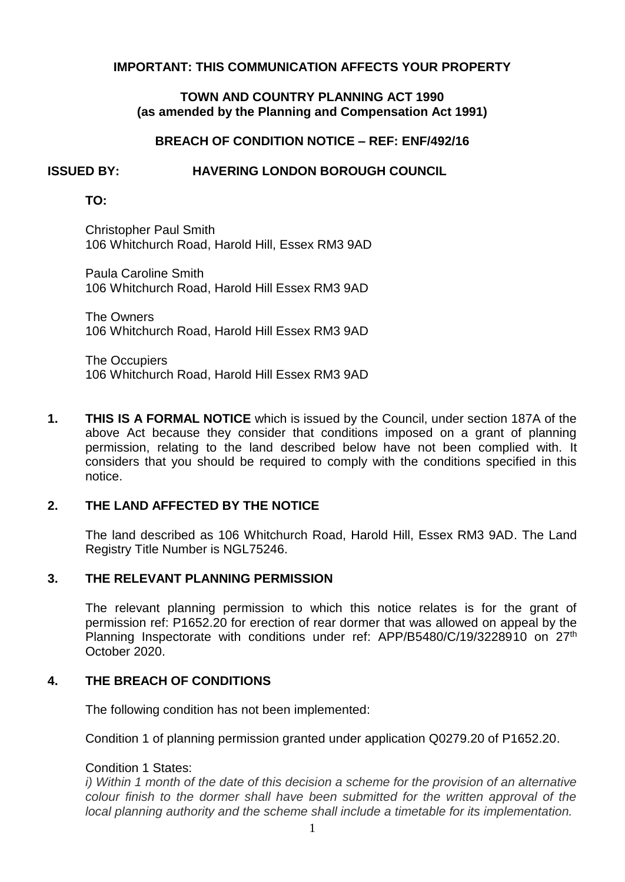**IMPORTANT: THIS COMMUNICATION AFFECTS YOUR PROPERTY**

**TOWN AND COUNTRY PLANNING ACT 1990**
**(as amended by the Planning and Compensation Act 1991)**

**BREACH OF CONDITION NOTICE – REF: ENF/492/16**

**ISSUED BY: HAVERING LONDON BOROUGH COUNCIL**

**TO:**

Christopher Paul Smith
106 Whitchurch Road, Harold Hill, Essex RM3 9AD

Paula Caroline Smith
106 Whitchurch Road, Harold Hill Essex RM3 9AD

The Owners
106 Whitchurch Road, Harold Hill Essex RM3 9AD

The Occupiers
106 Whitchurch Road, Harold Hill Essex RM3 9AD

**1. THIS IS A FORMAL NOTICE** which is issued by the Council, under section 187A of the above Act because they consider that conditions imposed on a grant of planning permission, relating to the land described below have not been complied with. It considers that you should be required to comply with the conditions specified in this notice.

**2. THE LAND AFFECTED BY THE NOTICE**

The land described as 106 Whitchurch Road, Harold Hill, Essex RM3 9AD. The Land Registry Title Number is NGL75246.

**3. THE RELEVANT PLANNING PERMISSION**

The relevant planning permission to which this notice relates is for the grant of permission ref: P1652.20 for erection of rear dormer that was allowed on appeal by the Planning Inspectorate with conditions under ref: APP/B5480/C/19/3228910 on 27th October 2020.

**4. THE BREACH OF CONDITIONS**

The following condition has not been implemented:

Condition 1 of planning permission granted under application Q0279.20 of P1652.20.

Condition 1 States:
*i) Within 1 month of the date of this decision a scheme for the provision of an alternative colour finish to the dormer shall have been submitted for the written approval of the local planning authority and the scheme shall include a timetable for its implementation.*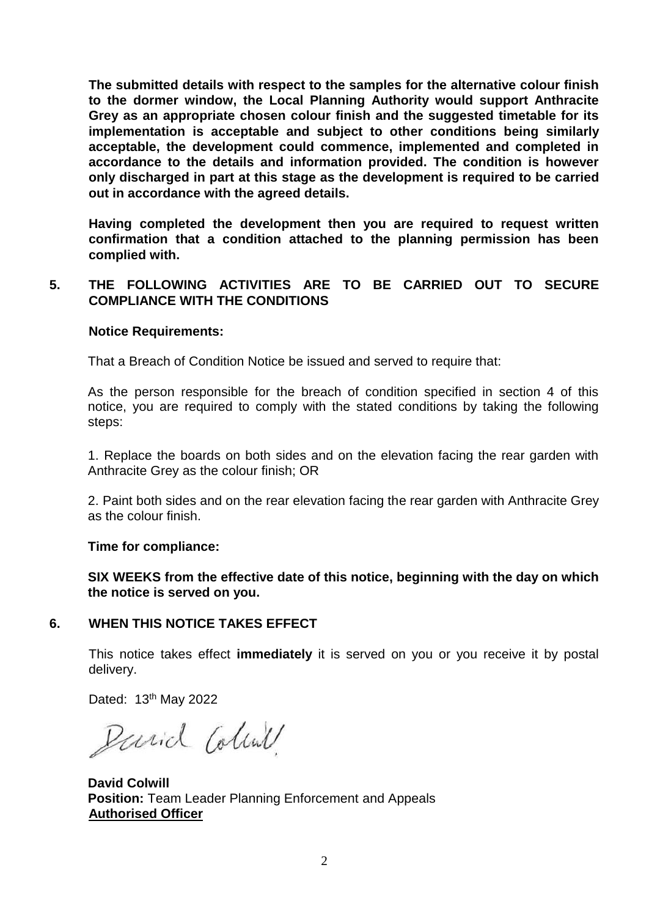**The submitted details with respect to the samples for the alternative colour finish to the dormer window, the Local Planning Authority would support Anthracite Grey as an appropriate chosen colour finish and the suggested timetable for its implementation is acceptable and subject to other conditions being similarly acceptable, the development could commence, implemented and completed in accordance to the details and information provided. The condition is however only discharged in part at this stage as the development is required to be carried out in accordance with the agreed details.**

**Having completed the development then you are required to request written confirmation that a condition attached to the planning permission has been complied with.**

## 5. THE FOLLOWING ACTIVITIES ARE TO BE CARRIED OUT TO SECURE COMPLIANCE WITH THE CONDITIONS

**Notice Requirements:**

That a Breach of Condition Notice be issued and served to require that:

As the person responsible for the breach of condition specified in section 4 of this notice, you are required to comply with the stated conditions by taking the following steps:

1. Replace the boards on both sides and on the elevation facing the rear garden with Anthracite Grey as the colour finish; OR

2. Paint both sides and on the rear elevation facing the rear garden with Anthracite Grey as the colour finish.

**Time for compliance:**

**SIX WEEKS from the effective date of this notice, beginning with the day on which the notice is served on you.**

## 6. WHEN THIS NOTICE TAKES EFFECT

This notice takes effect **immediately** it is served on you or you receive it by postal delivery.

Dated: 13th May 2022

David Colwill

**David Colwill**
**Position:** Team Leader Planning Enforcement and Appeals
**Authorised Officer**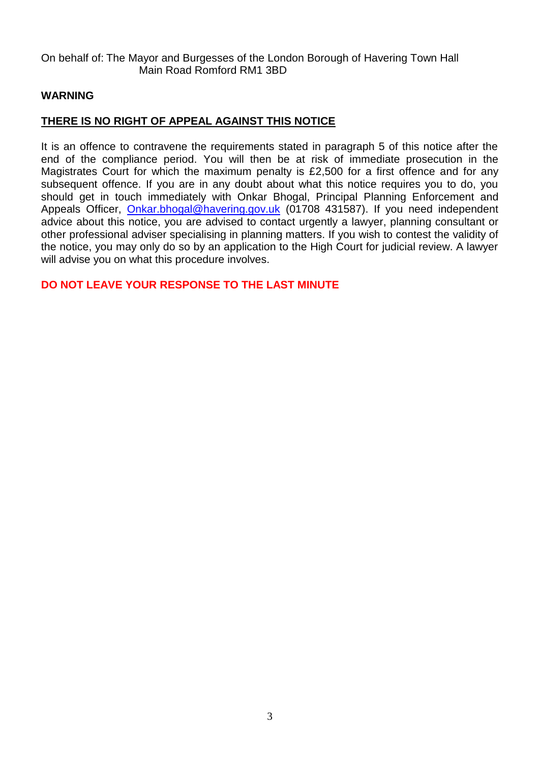On behalf of: The Mayor and Burgesses of the London Borough of Havering Town Hall
Main Road Romford RM1 3BD

**WARNING**

**THERE IS NO RIGHT OF APPEAL AGAINST THIS NOTICE**

It is an offence to contravene the requirements stated in paragraph 5 of this notice after the end of the compliance period. You will then be at risk of immediate prosecution in the Magistrates Court for which the maximum penalty is £2,500 for a first offence and for any subsequent offence. If you are in any doubt about what this notice requires you to do, you should get in touch immediately with Onkar Bhogal, Principal Planning Enforcement and Appeals Officer, Onkar.bhogal@havering.gov.uk (01708 431587). If you need independent advice about this notice, you are advised to contact urgently a lawyer, planning consultant or other professional adviser specialising in planning matters. If you wish to contest the validity of the notice, you may only do so by an application to the High Court for judicial review. A lawyer will advise you on what this procedure involves.

**DO NOT LEAVE YOUR RESPONSE TO THE LAST MINUTE**